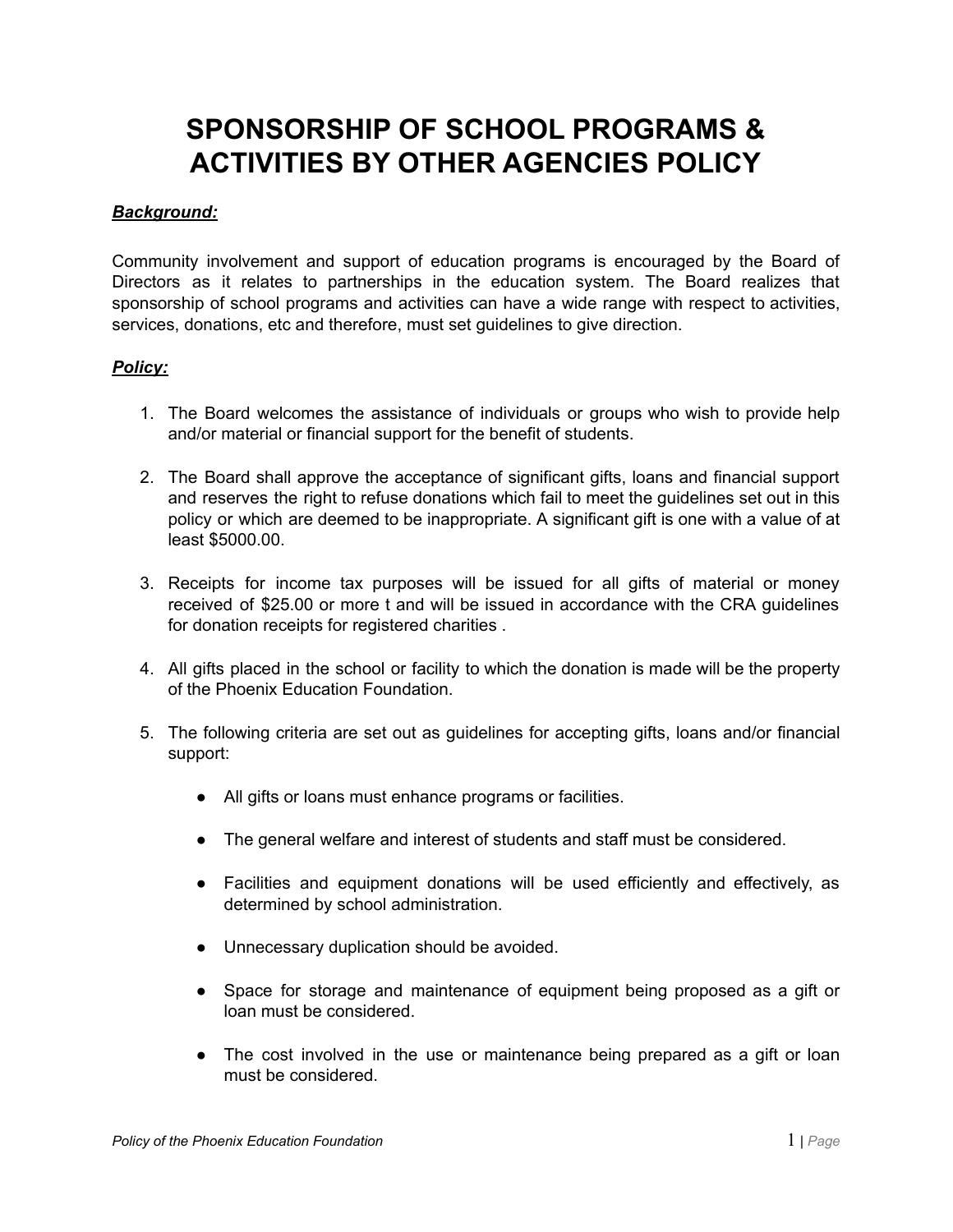# SPONSORSHIP OF SCHOOL PROGRAMS & ACTIVITIES BY OTHER AGENCIES POLICY

***Background:***

Community involvement and support of education programs is encouraged by the Board of Directors as it relates to partnerships in the education system. The Board realizes that sponsorship of school programs and activities can have a wide range with respect to activities, services, donations, etc and therefore, must set guidelines to give direction.

***Policy:***

1. The Board welcomes the assistance of individuals or groups who wish to provide help and/or material or financial support for the benefit of students.

2. The Board shall approve the acceptance of significant gifts, loans and financial support and reserves the right to refuse donations which fail to meet the guidelines set out in this policy or which are deemed to be inappropriate. A significant gift is one with a value of at least $5000.00.

3. Receipts for income tax purposes will be issued for all gifts of material or money received of $25.00 or more t and will be issued in accordance with the CRA guidelines for donation receipts for registered charities .

4. All gifts placed in the school or facility to which the donation is made will be the property of the Phoenix Education Foundation.

5. The following criteria are set out as guidelines for accepting gifts, loans and/or financial support:

    - All gifts or loans must enhance programs or facilities.

    - The general welfare and interest of students and staff must be considered.

    - Facilities and equipment donations will be used efficiently and effectively, as determined by school administration.

    - Unnecessary duplication should be avoided.

    - Space for storage and maintenance of equipment being proposed as a gift or loan must be considered.

    - The cost involved in the use or maintenance being prepared as a gift or loan must be considered.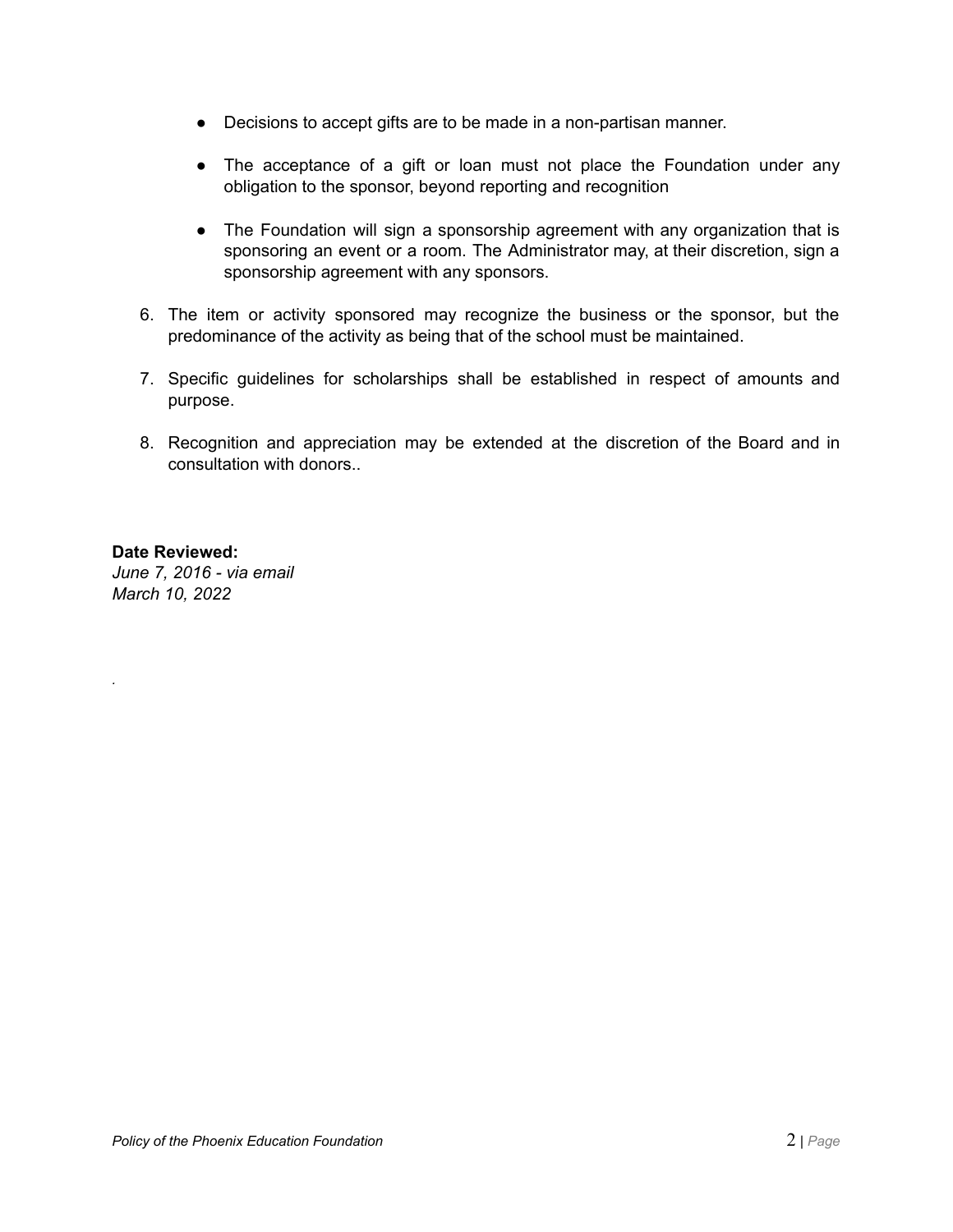- Decisions to accept gifts are to be made in a non-partisan manner.
- The acceptance of a gift or loan must not place the Foundation under any obligation to the sponsor, beyond reporting and recognition
- The Foundation will sign a sponsorship agreement with any organization that is sponsoring an event or a room. The Administrator may, at their discretion, sign a sponsorship agreement with any sponsors.

6. The item or activity sponsored may recognize the business or the sponsor, but the predominance of the activity as being that of the school must be maintained.
7. Specific guidelines for scholarships shall be established in respect of amounts and purpose.
8. Recognition and appreciation may be extended at the discretion of the Board and in consultation with donors..

**Date Reviewed:**
*June 7, 2016 - via email*
*March 10, 2022*